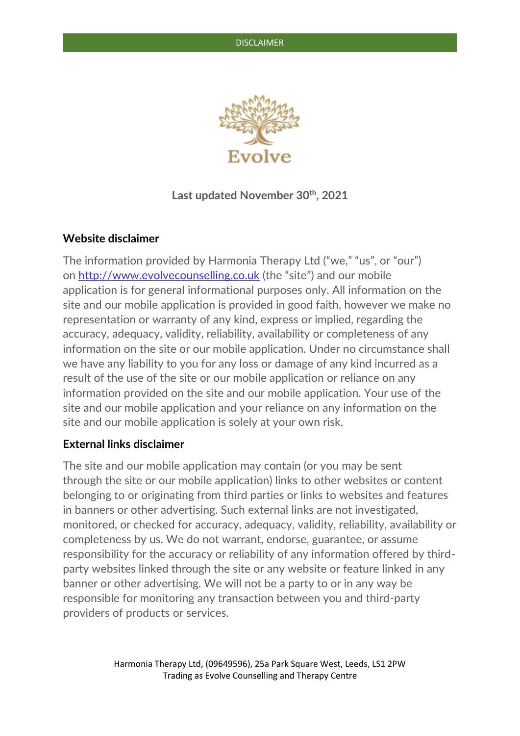Evolve

**Last updated November 30th, 2021**

## Website disclaimer

The information provided by Harmonia Therapy Ltd ("we," "us", or "our") on [http://www.evolvecounselling.co.uk](http://www.evolvecounselling.co.uk) (the "site") and our mobile application is for general informational purposes only. All information on the site and our mobile application is provided in good faith, however we make no representation or warranty of any kind, express or implied, regarding the accuracy, adequacy, validity, reliability, availability or completeness of any information on the site or our mobile application. Under no circumstance shall we have any liability to you for any loss or damage of any kind incurred as a result of the use of the site or our mobile application or reliance on any information provided on the site and our mobile application. Your use of the site and our mobile application and your reliance on any information on the site and our mobile application is solely at your own risk.

## External links disclaimer

The site and our mobile application may contain (or you may be sent through the site or our mobile application) links to other websites or content belonging to or originating from third parties or links to websites and features in banners or other advertising. Such external links are not investigated, monitored, or checked for accuracy, adequacy, validity, reliability, availability or completeness by us. We do not warrant, endorse, guarantee, or assume responsibility for the accuracy or reliability of any information offered by third-party websites linked through the site or any website or feature linked in any banner or other advertising. We will not be a party to or in any way be responsible for monitoring any transaction between you and third-party providers of products or services.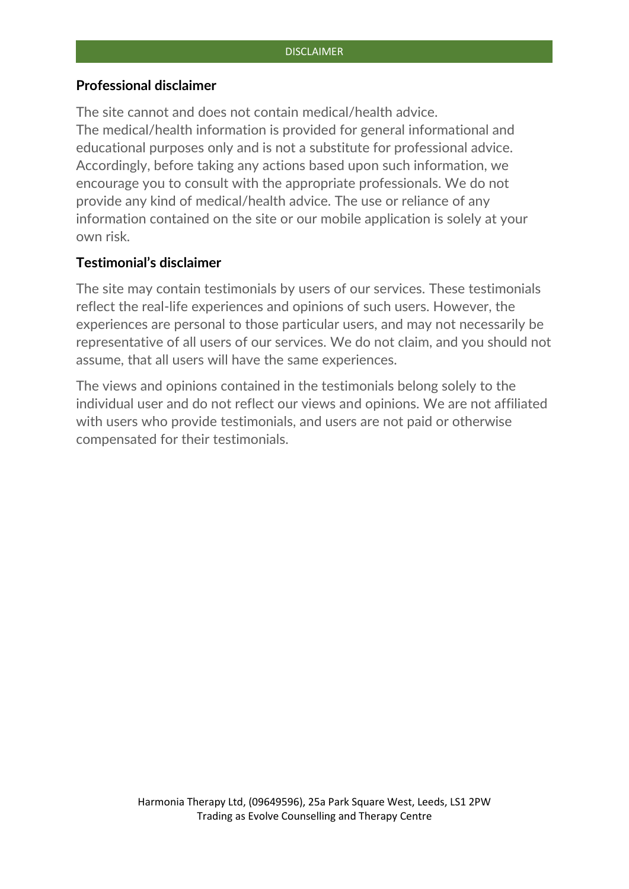## Professional disclaimer

The site cannot and does not contain medical/health advice.
The medical/health information is provided for general informational and educational purposes only and is not a substitute for professional advice. Accordingly, before taking any actions based upon such information, we encourage you to consult with the appropriate professionals. We do not provide any kind of medical/health advice. The use or reliance of any information contained on the site or our mobile application is solely at your own risk.

## Testimonial's disclaimer

The site may contain testimonials by users of our services. These testimonials reflect the real-life experiences and opinions of such users. However, the experiences are personal to those particular users, and may not necessarily be representative of all users of our services. We do not claim, and you should not assume, that all users will have the same experiences.

The views and opinions contained in the testimonials belong solely to the individual user and do not reflect our views and opinions. We are not affiliated with users who provide testimonials, and users are not paid or otherwise compensated for their testimonials.